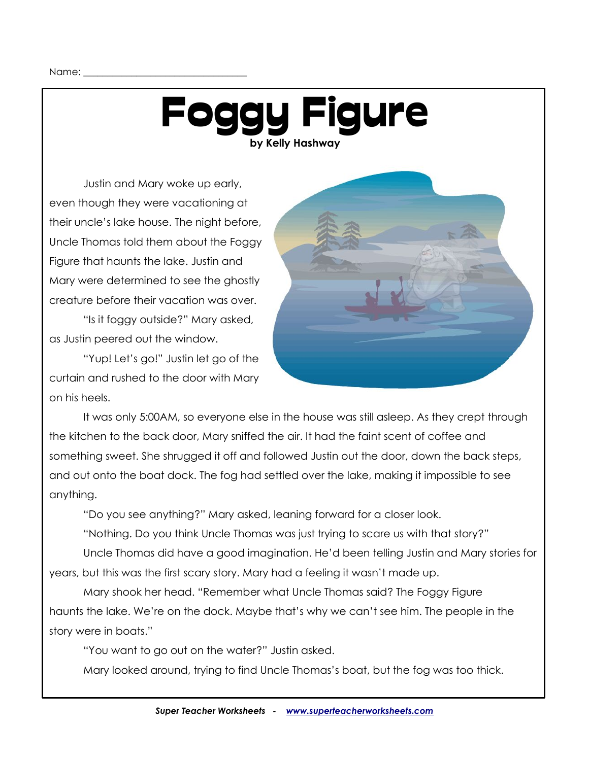Name: ______________________________

# Foggy Figure

**by Kelly Hashway**

Justin and Mary woke up early, even though they were vacationing at their uncle's lake house. The night before, Uncle Thomas told them about the Foggy Figure that haunts the lake. Justin and Mary were determined to see the ghostly creature before their vacation was over.

"Is it foggy outside?" Mary asked, as Justin peered out the window.

"Yup! Let's go!" Justin let go of the curtain and rushed to the door with Mary on his heels.

It was only 5:00AM, so everyone else in the house was still asleep. As they crept through the kitchen to the back door, Mary sniffed the air. It had the faint scent of coffee and something sweet. She shrugged it off and followed Justin out the door, down the back steps, and out onto the boat dock. The fog had settled over the lake, making it impossible to see anything.

"Do you see anything?" Mary asked, leaning forward for a closer look.

"Nothing. Do you think Uncle Thomas was just trying to scare us with that story?"

Uncle Thomas did have a good imagination. He'd been telling Justin and Mary stories for years, but this was the first scary story. Mary had a feeling it wasn't made up.

Mary shook her head. "Remember what Uncle Thomas said? The Foggy Figure haunts the lake. We're on the dock. Maybe that's why we can't see him. The people in the story were in boats."

"You want to go out on the water?" Justin asked.

Mary looked around, trying to find Uncle Thomas's boat, but the fog was too thick.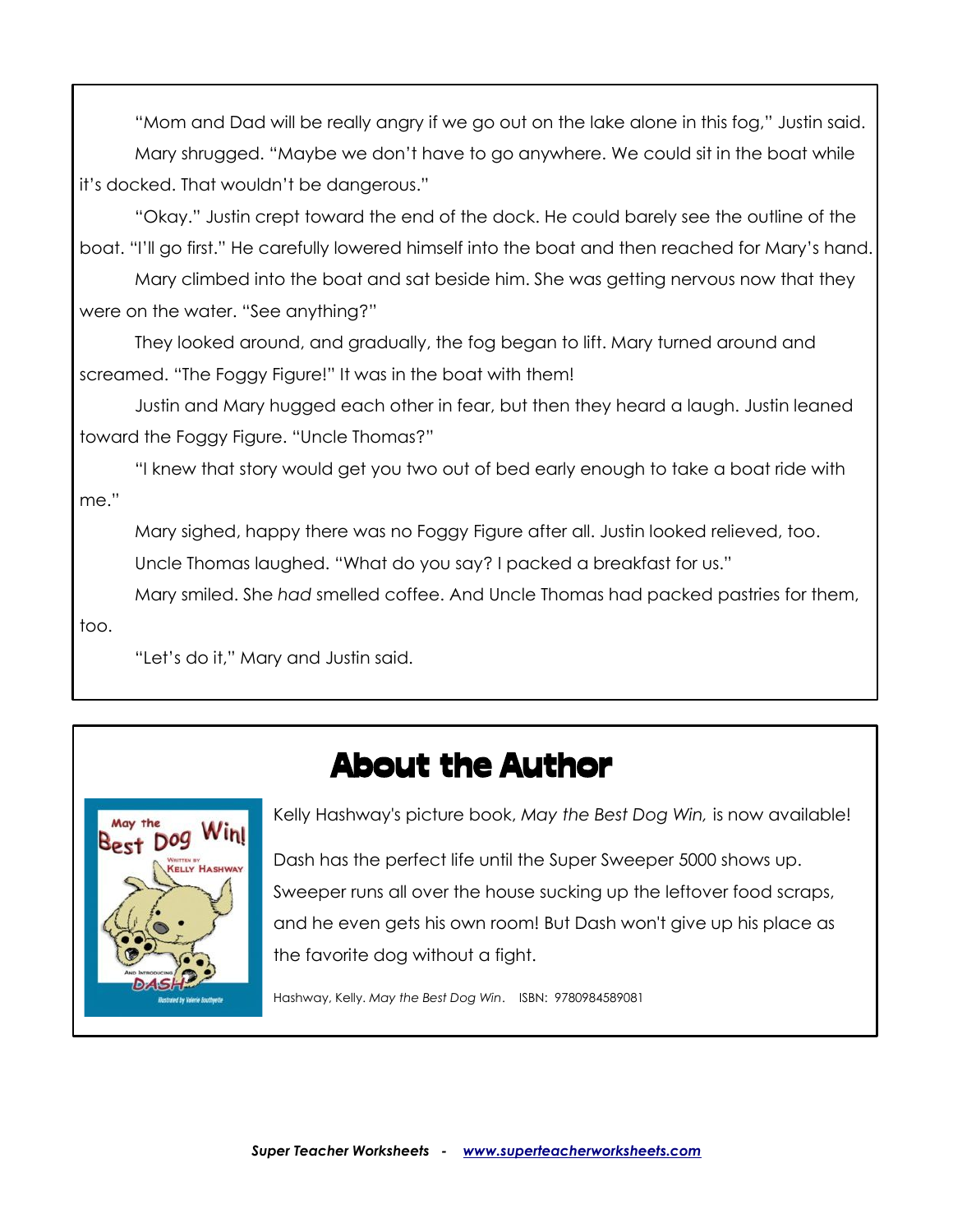"Mom and Dad will be really angry if we go out on the lake alone in this fog," Justin said.

Mary shrugged. "Maybe we don't have to go anywhere. We could sit in the boat while it's docked. That wouldn't be dangerous."

"Okay." Justin crept toward the end of the dock. He could barely see the outline of the boat. "I'll go first." He carefully lowered himself into the boat and then reached for Mary's hand.

Mary climbed into the boat and sat beside him. She was getting nervous now that they were on the water. "See anything?"

They looked around, and gradually, the fog began to lift. Mary turned around and screamed. "The Foggy Figure!" It was in the boat with them!

Justin and Mary hugged each other in fear, but then they heard a laugh. Justin leaned toward the Foggy Figure. "Uncle Thomas?"

"I knew that story would get you two out of bed early enough to take a boat ride with me."

Mary sighed, happy there was no Foggy Figure after all. Justin looked relieved, too.

Uncle Thomas laughed. "What do you say? I packed a breakfast for us."

Mary smiled. She *had* smelled coffee. And Uncle Thomas had packed pastries for them, too.

"Let's do it," Mary and Justin said.

## About the Author

Kelly Hashway's picture book, *May the Best Dog Win,* is now available!

Dash has the perfect life until the Super Sweeper 5000 shows up. Sweeper runs all over the house sucking up the leftover food scraps, and he even gets his own room! But Dash won't give up his place as the favorite dog without a fight.

Hashway, Kelly. *May the Best Dog Win*. ISBN: 9780984589081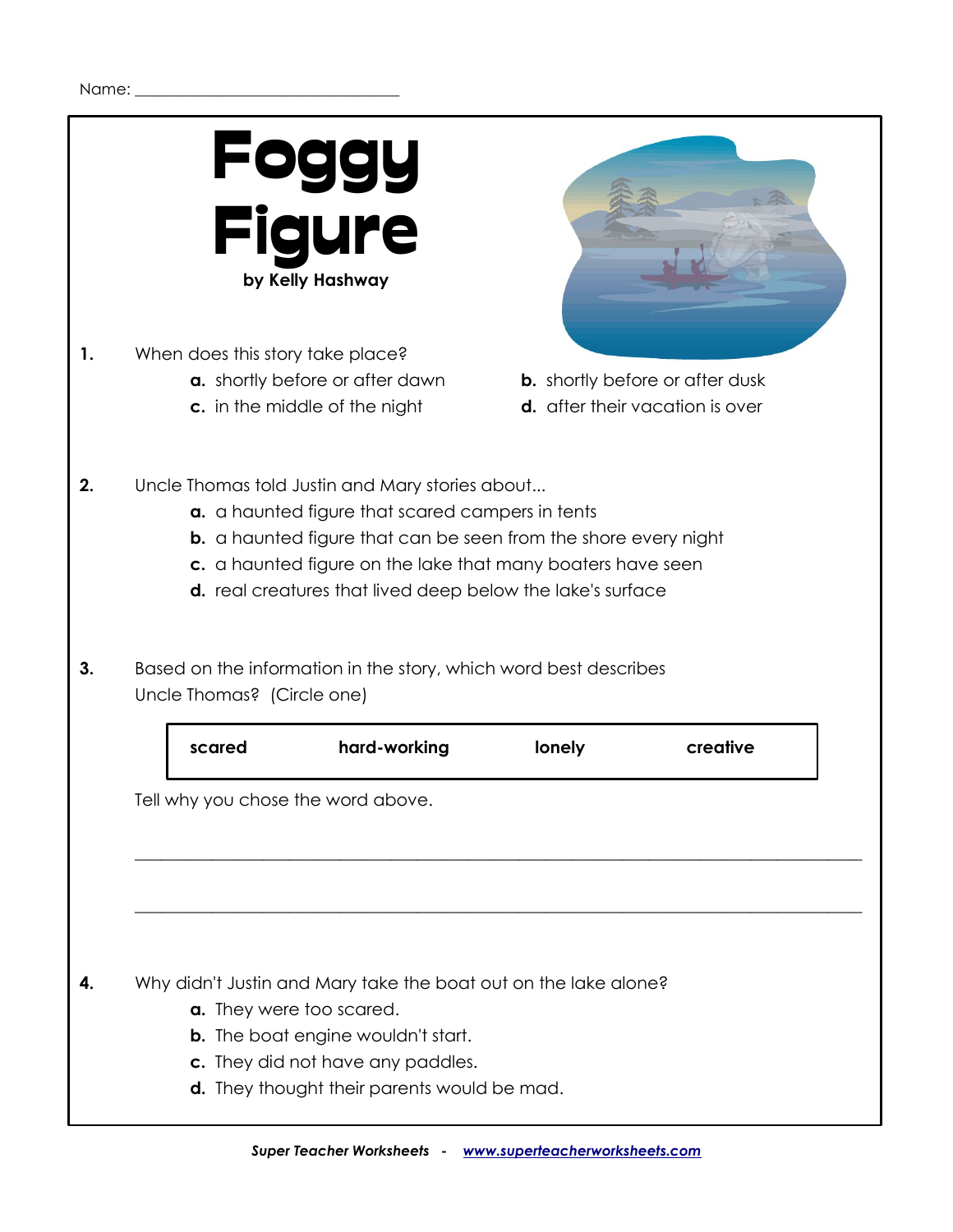Name: ________________________________

# Foggy Figure

**by Kelly Hashway**

**1.** When does this story take place?

- **a.** shortly before or after dawn
- **b.** shortly before or after dusk
- **c.** in the middle of the night
- **d.** after their vacation is over

**2.** Uncle Thomas told Justin and Mary stories about...

- **a.** a haunted figure that scared campers in tents
- **b.** a haunted figure that can be seen from the shore every night
- **c.** a haunted figure on the lake that many boaters have seen
- **d.** real creatures that lived deep below the lake's surface

**3.** Based on the information in the story, which word best describes Uncle Thomas? (Circle one)

| **scared** | **hard-working** | **lonely** | **creative** |
|---|---|---|---|

Tell why you chose the word above.

_______________________________________________________________________________

_______________________________________________________________________________

**4.** Why didn't Justin and Mary take the boat out on the lake alone?

- **a.** They were too scared.
- **b.** The boat engine wouldn't start.
- **c.** They did not have any paddles.
- **d.** They thought their parents would be mad.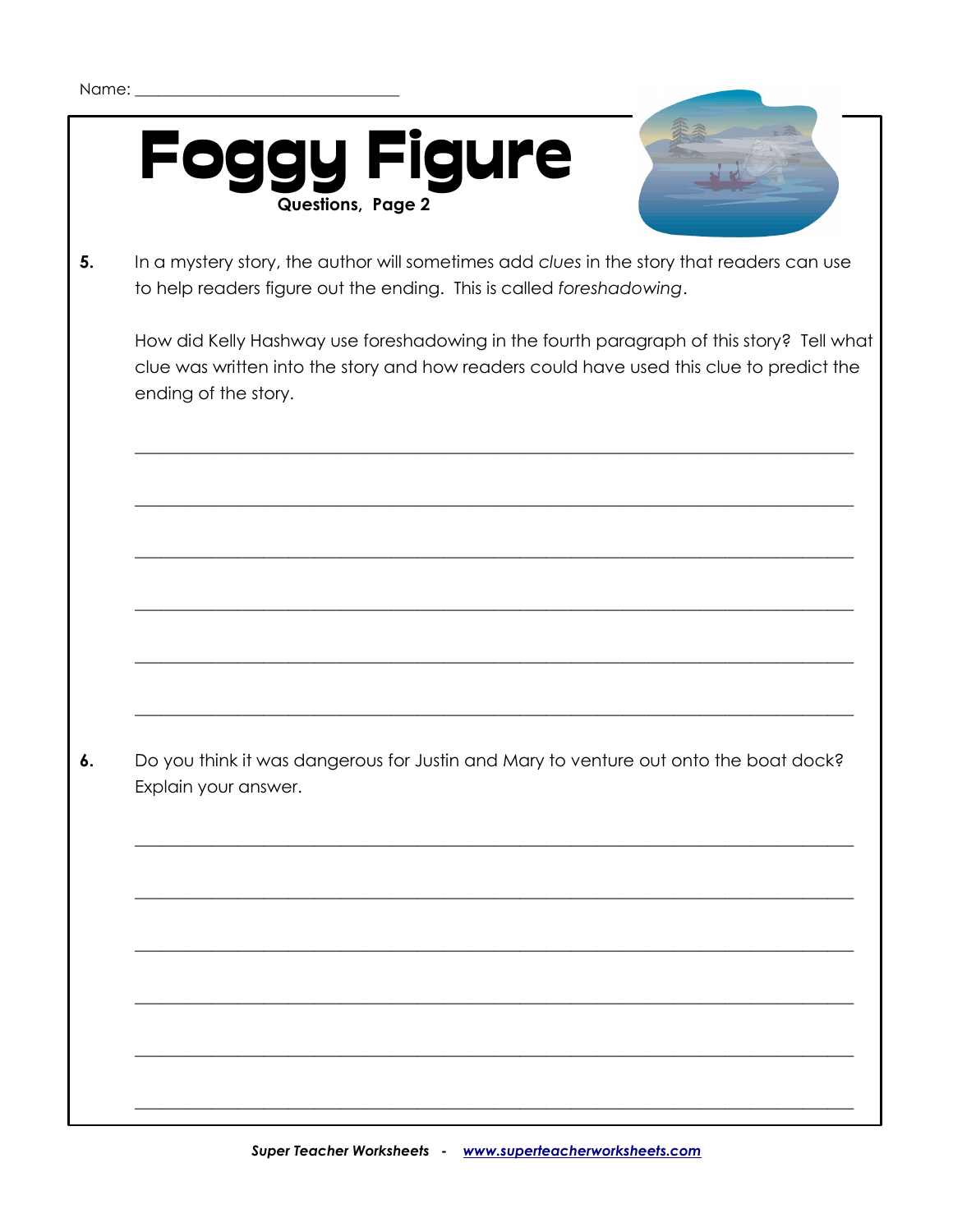Name: ______________________________

# Foggy Figure

**Questions, Page 2**

**5.** In a mystery story, the author will sometimes add *clues* in the story that readers can use to help readers figure out the ending. This is called *foreshadowing*.

How did Kelly Hashway use foreshadowing in the fourth paragraph of this story? Tell what clue was written into the story and how readers could have used this clue to predict the ending of the story.

_______________________________________________________________________________

_______________________________________________________________________________

_______________________________________________________________________________

_______________________________________________________________________________

_______________________________________________________________________________

_______________________________________________________________________________

**6.** Do you think it was dangerous for Justin and Mary to venture out onto the boat dock? Explain your answer.

_______________________________________________________________________________

_______________________________________________________________________________

_______________________________________________________________________________

_______________________________________________________________________________

_______________________________________________________________________________

_______________________________________________________________________________

***Super Teacher Worksheets - www.superteacherworksheets.com***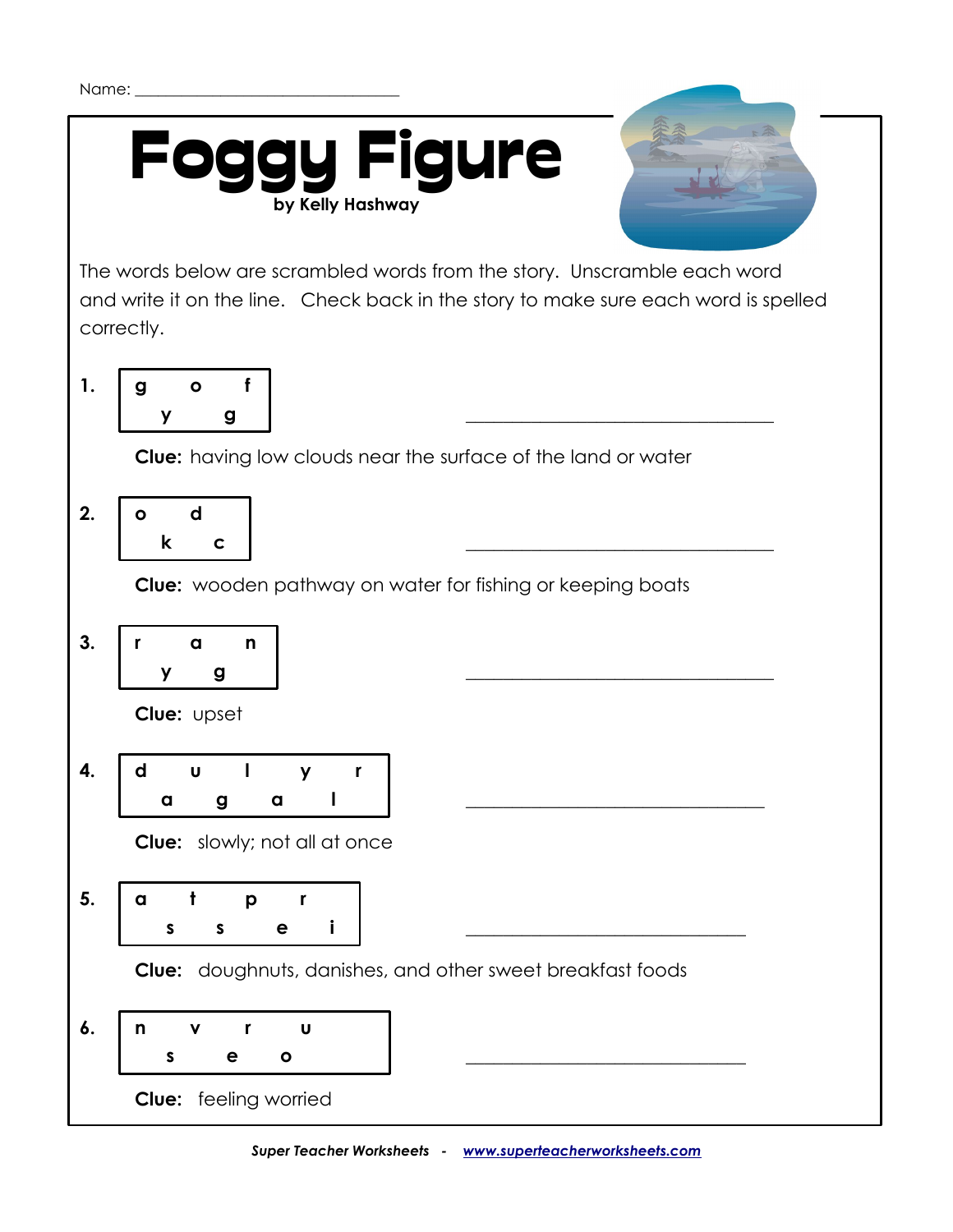Name: ________________________________

# Foggy Figure

**by Kelly Hashway**

The words below are scrambled words from the story. Unscramble each word and write it on the line. Check back in the story to make sure each word is spelled correctly.

**1.** g o f y g ________________________________

**Clue:** having low clouds near the surface of the land or water

**2.** o d k c ________________________________

**Clue:** wooden pathway on water for fishing or keeping boats

**3.** r a n y g ________________________________

**Clue:** upset

**4.** d u l y r a g a l ________________________________

**Clue:** slowly; not all at once

**5.** a t p r s s e i ________________________________

**Clue:** doughnuts, danishes, and other sweet breakfast foods

**6.** n v r u s e o ________________________________

**Clue:** feeling worried

*Super Teacher Worksheets - www.superteacherworksheets.com*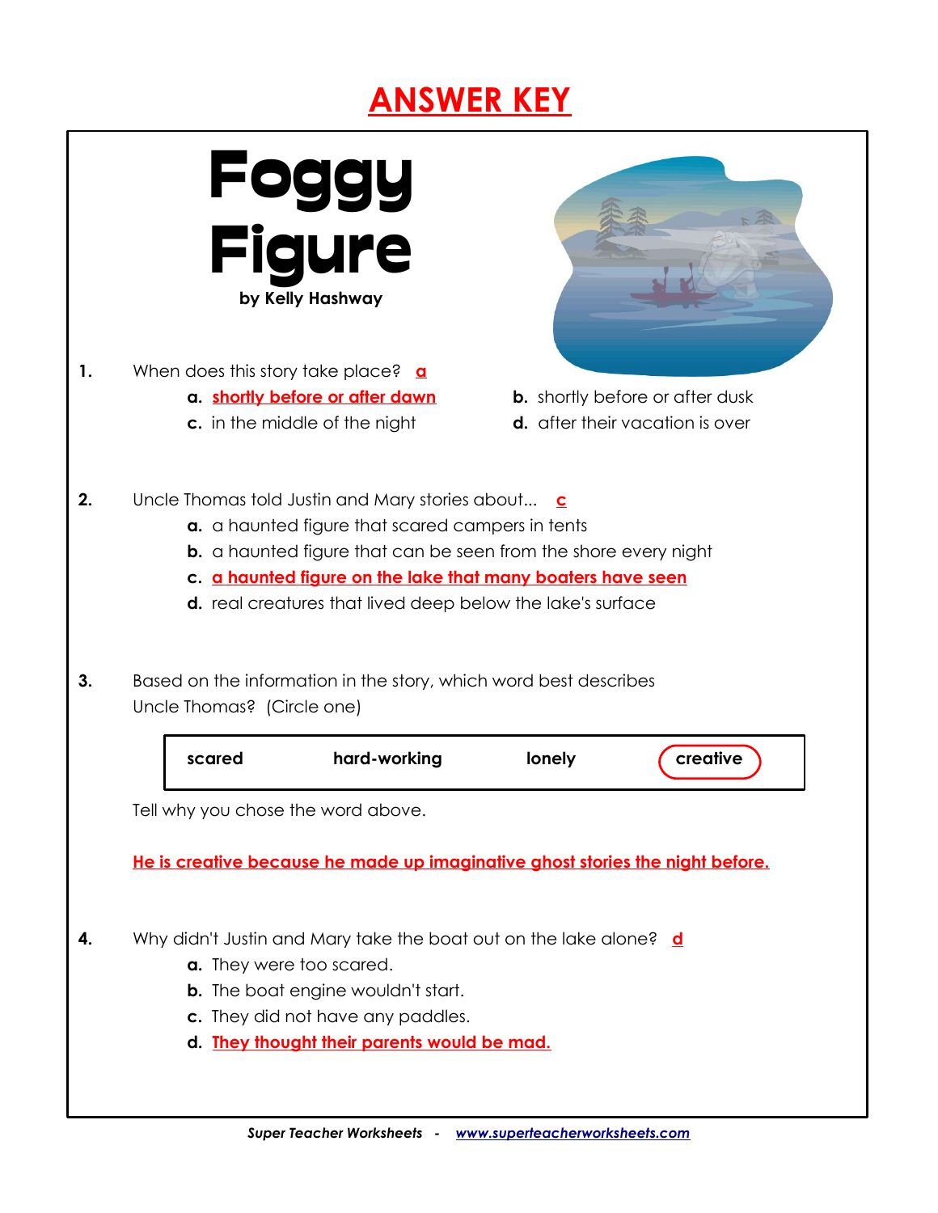# ANSWER KEY

# Foggy Figure

by Kelly Hashway

1. When does this story take place? **a**

   **a.** **shortly before or after dawn**
   **b.** shortly before or after dusk
   **c.** in the middle of the night
   **d.** after their vacation is over

2. Uncle Thomas told Justin and Mary stories about... **c**

   **a.** a haunted figure that scared campers in tents
   **b.** a haunted figure that can be seen from the shore every night
   **c.** **a haunted figure on the lake that many boaters have seen**
   **d.** real creatures that lived deep below the lake's surface

3. Based on the information in the story, which word best describes Uncle Thomas? (Circle one)

| scared | hard-working | lonely | **creative** (circled) |
|---|---|---|---|

   Tell why you chose the word above.

   **He is creative because he made up imaginative ghost stories the night before.**

4. Why didn't Justin and Mary take the boat out on the lake alone? **d**

   **a.** They were too scared.
   **b.** The boat engine wouldn't start.
   **c.** They did not have any paddles.
   **d.** **They thought their parents would be mad.**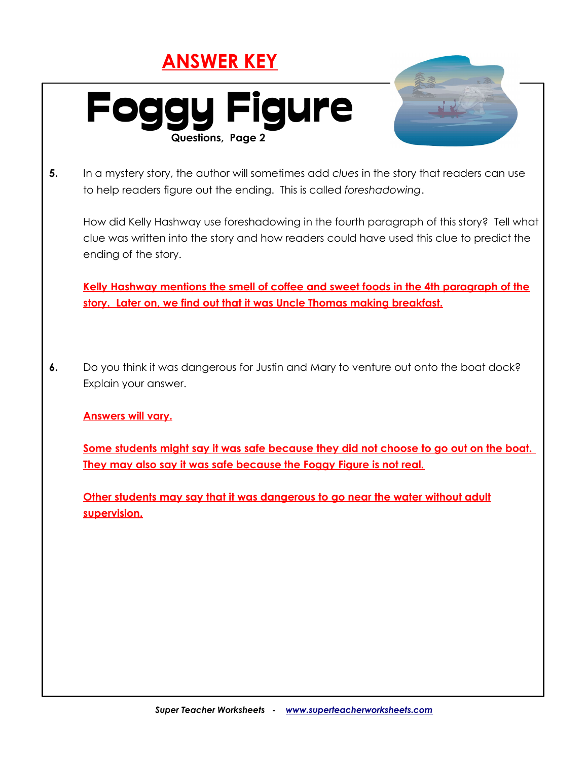**ANSWER KEY**

# Foggy Figure

**Questions, Page 2**

**5.** In a mystery story, the author will sometimes add *clues* in the story that readers can use to help readers figure out the ending. This is called *foreshadowing*.

How did Kelly Hashway use foreshadowing in the fourth paragraph of this story? Tell what clue was written into the story and how readers could have used this clue to predict the ending of the story.

**Kelly Hashway mentions the smell of coffee and sweet foods in the 4th paragraph of the story. Later on, we find out that it was Uncle Thomas making breakfast.**

**6.** Do you think it was dangerous for Justin and Mary to venture out onto the boat dock? Explain your answer.

**Answers will vary.**

**Some students might say it was safe because they did not choose to go out on the boat. They may also say it was safe because the Foggy Figure is not real.**

**Other students may say that it was dangerous to go near the water without adult supervision.**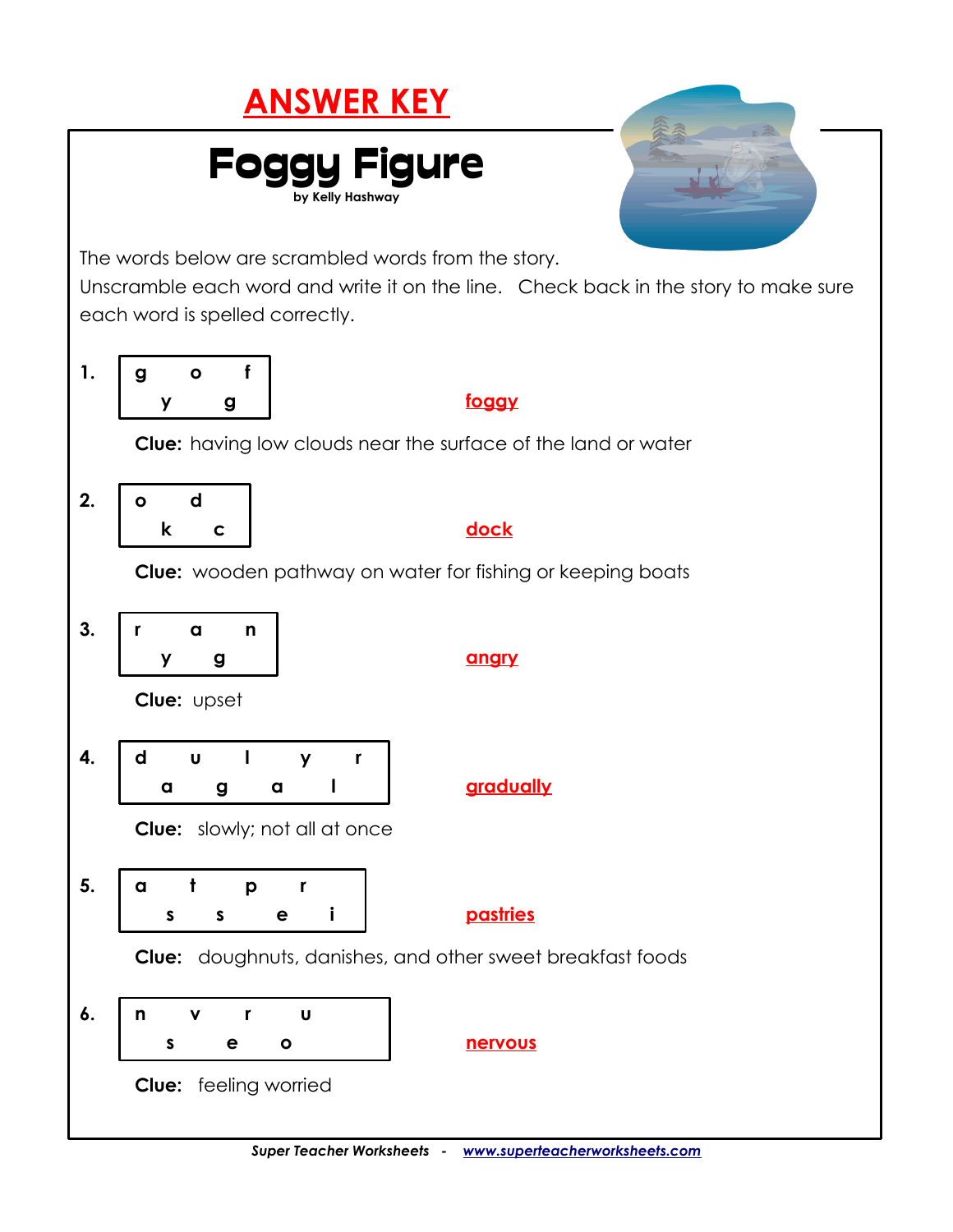# ANSWER KEY

## Foggy Figure

by Kelly Hashway

The words below are scrambled words from the story. Unscramble each word and write it on the line. Check back in the story to make sure each word is spelled correctly.

1. g o f y g — **foggy**

   **Clue:** having low clouds near the surface of the land or water

2. o d k c — **dock**

   **Clue:** wooden pathway on water for fishing or keeping boats

3. r a n y g — **angry**

   **Clue:** upset

4. d u l y r a g a l — **gradually**

   **Clue:** slowly; not all at once

5. a t p r s s e i — **pastries**

   **Clue:** doughnuts, danishes, and other sweet breakfast foods

6. n v r u s e o — **nervous**

   **Clue:** feeling worried

*Super Teacher Worksheets - www.superteacherworksheets.com*